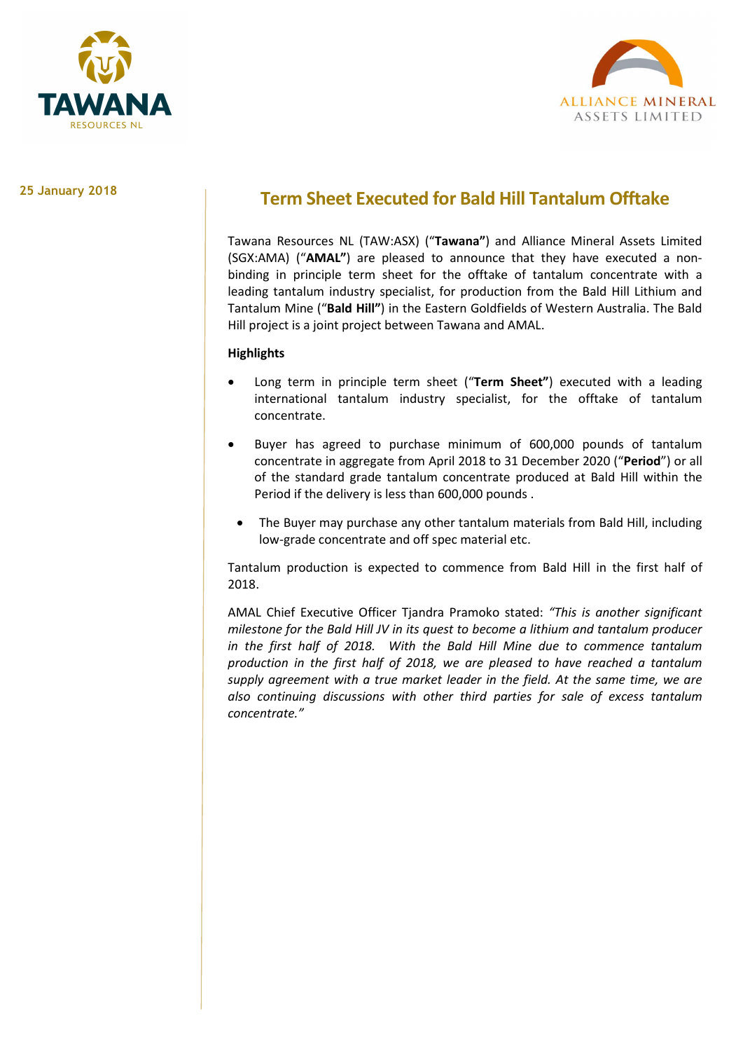TAWANA RESOURCES NL

ALLIANCE MINERAL ASSETS LIMITED

25 January 2018

# Term Sheet Executed for Bald Hill Tantalum Offtake

Tawana Resources NL (TAW:ASX) ("**Tawana"**) and Alliance Mineral Assets Limited (SGX:AMA) ("**AMAL"**) are pleased to announce that they have executed a non-binding in principle term sheet for the offtake of tantalum concentrate with a leading tantalum industry specialist, for production from the Bald Hill Lithium and Tantalum Mine ("**Bald Hill"**) in the Eastern Goldfields of Western Australia. The Bald Hill project is a joint project between Tawana and AMAL.

**Highlights**

- Long term in principle term sheet ("**Term Sheet"**) executed with a leading international tantalum industry specialist, for the offtake of tantalum concentrate.
- Buyer has agreed to purchase minimum of 600,000 pounds of tantalum concentrate in aggregate from April 2018 to 31 December 2020 ("**Period**") or all of the standard grade tantalum concentrate produced at Bald Hill within the Period if the delivery is less than 600,000 pounds .
- The Buyer may purchase any other tantalum materials from Bald Hill, including low-grade concentrate and off spec material etc.

Tantalum production is expected to commence from Bald Hill in the first half of 2018.

AMAL Chief Executive Officer Tjandra Pramoko stated: *"This is another significant milestone for the Bald Hill JV in its quest to become a lithium and tantalum producer in the first half of 2018. With the Bald Hill Mine due to commence tantalum production in the first half of 2018, we are pleased to have reached a tantalum supply agreement with a true market leader in the field. At the same time, we are also continuing discussions with other third parties for sale of excess tantalum concentrate."*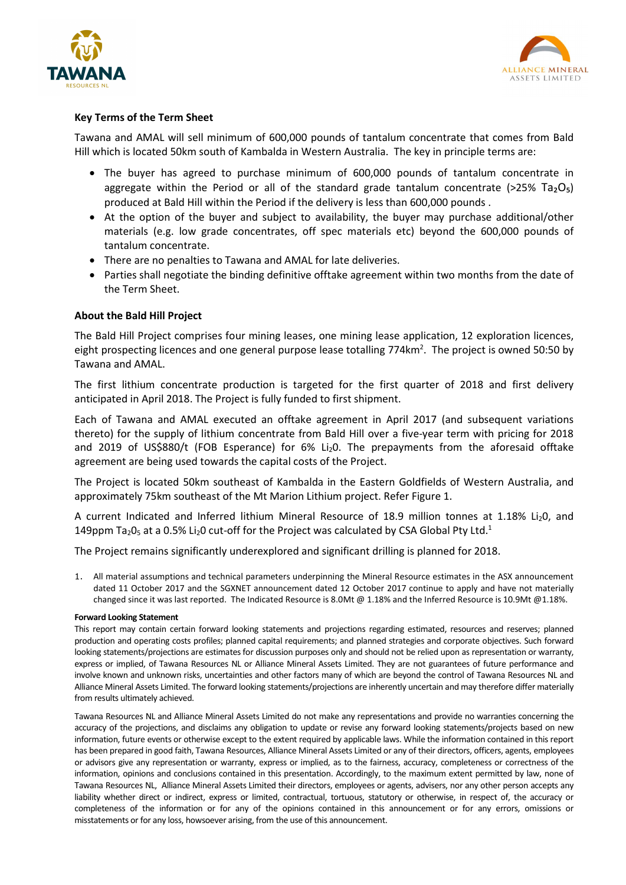### Key Terms of the Term Sheet

Tawana and AMAL will sell minimum of 600,000 pounds of tantalum concentrate that comes from Bald Hill which is located 50km south of Kambalda in Western Australia. The key in principle terms are:

- The buyer has agreed to purchase minimum of 600,000 pounds of tantalum concentrate in aggregate within the Period or all of the standard grade tantalum concentrate (>25% $Ta_2O_5$) produced at Bald Hill within the Period if the delivery is less than 600,000 pounds .
- At the option of the buyer and subject to availability, the buyer may purchase additional/other materials (e.g. low grade concentrates, off spec materials etc) beyond the 600,000 pounds of tantalum concentrate.
- There are no penalties to Tawana and AMAL for late deliveries.
- Parties shall negotiate the binding definitive offtake agreement within two months from the date of the Term Sheet.

### About the Bald Hill Project

The Bald Hill Project comprises four mining leases, one mining lease application, 12 exploration licences, eight prospecting licences and one general purpose lease totalling 774km$^2$. The project is owned 50:50 by Tawana and AMAL.

The first lithium concentrate production is targeted for the first quarter of 2018 and first delivery anticipated in April 2018. The Project is fully funded to first shipment.

Each of Tawana and AMAL executed an offtake agreement in April 2017 (and subsequent variations thereto) for the supply of lithium concentrate from Bald Hill over a five-year term with pricing for 2018 and 2019 of US$880/t (FOB Esperance) for 6% $Li_2O$. The prepayments from the aforesaid offtake agreement are being used towards the capital costs of the Project.

The Project is located 50km southeast of Kambalda in the Eastern Goldfields of Western Australia, and approximately 75km southeast of the Mt Marion Lithium project. Refer Figure 1.

A current Indicated and Inferred lithium Mineral Resource of 18.9 million tonnes at 1.18% $Li_2O$, and 149ppm $Ta_2O_5$ at a 0.5% $Li_2O$ cut-off for the Project was calculated by CSA Global Pty Ltd.[1]

The Project remains significantly underexplored and significant drilling is planned for 2018.

1. All material assumptions and technical parameters underpinning the Mineral Resource estimates in the ASX announcement dated 11 October 2017 and the SGXNET announcement dated 12 October 2017 continue to apply and have not materially changed since it was last reported. The Indicated Resource is 8.0Mt @ 1.18% and the Inferred Resource is 10.9Mt @1.18%.

**Forward Looking Statement**

This report may contain certain forward looking statements and projections regarding estimated, resources and reserves; planned production and operating costs profiles; planned capital requirements; and planned strategies and corporate objectives. Such forward looking statements/projections are estimates for discussion purposes only and should not be relied upon as representation or warranty, express or implied, of Tawana Resources NL or Alliance Mineral Assets Limited. They are not guarantees of future performance and involve known and unknown risks, uncertainties and other factors many of which are beyond the control of Tawana Resources NL and Alliance Mineral Assets Limited. The forward looking statements/projections are inherently uncertain and may therefore differ materially from results ultimately achieved.

Tawana Resources NL and Alliance Mineral Assets Limited do not make any representations and provide no warranties concerning the accuracy of the projections, and disclaims any obligation to update or revise any forward looking statements/projects based on new information, future events or otherwise except to the extent required by applicable laws. While the information contained in this report has been prepared in good faith, Tawana Resources, Alliance Mineral Assets Limited or any of their directors, officers, agents, employees or advisors give any representation or warranty, express or implied, as to the fairness, accuracy, completeness or correctness of the information, opinions and conclusions contained in this presentation. Accordingly, to the maximum extent permitted by law, none of Tawana Resources NL, Alliance Mineral Assets Limited their directors, employees or agents, advisers, nor any other person accepts any liability whether direct or indirect, express or limited, contractual, tortuous, statutory or otherwise, in respect of, the accuracy or completeness of the information or for any of the opinions contained in this announcement or for any errors, omissions or misstatements or for any loss, howsoever arising, from the use of this announcement.